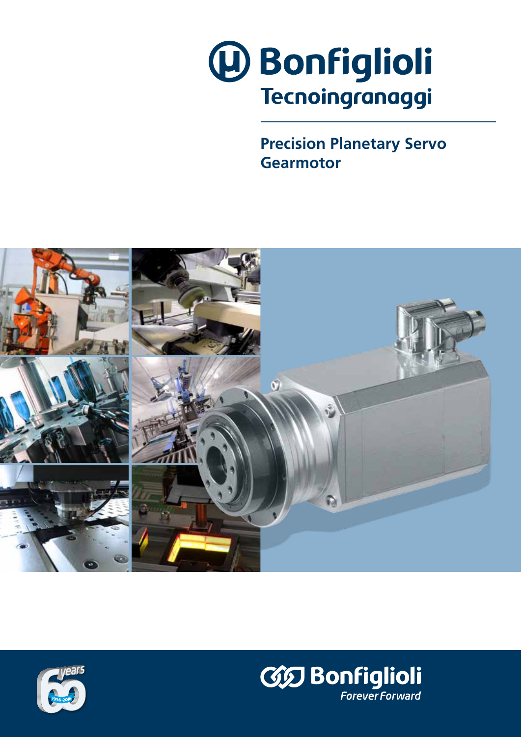# Bonfiglioli Tecnoingranaggi

## Precision Planetary Servo Gearmotor

years 1956-2016

Bonfiglioli *Forever Forward*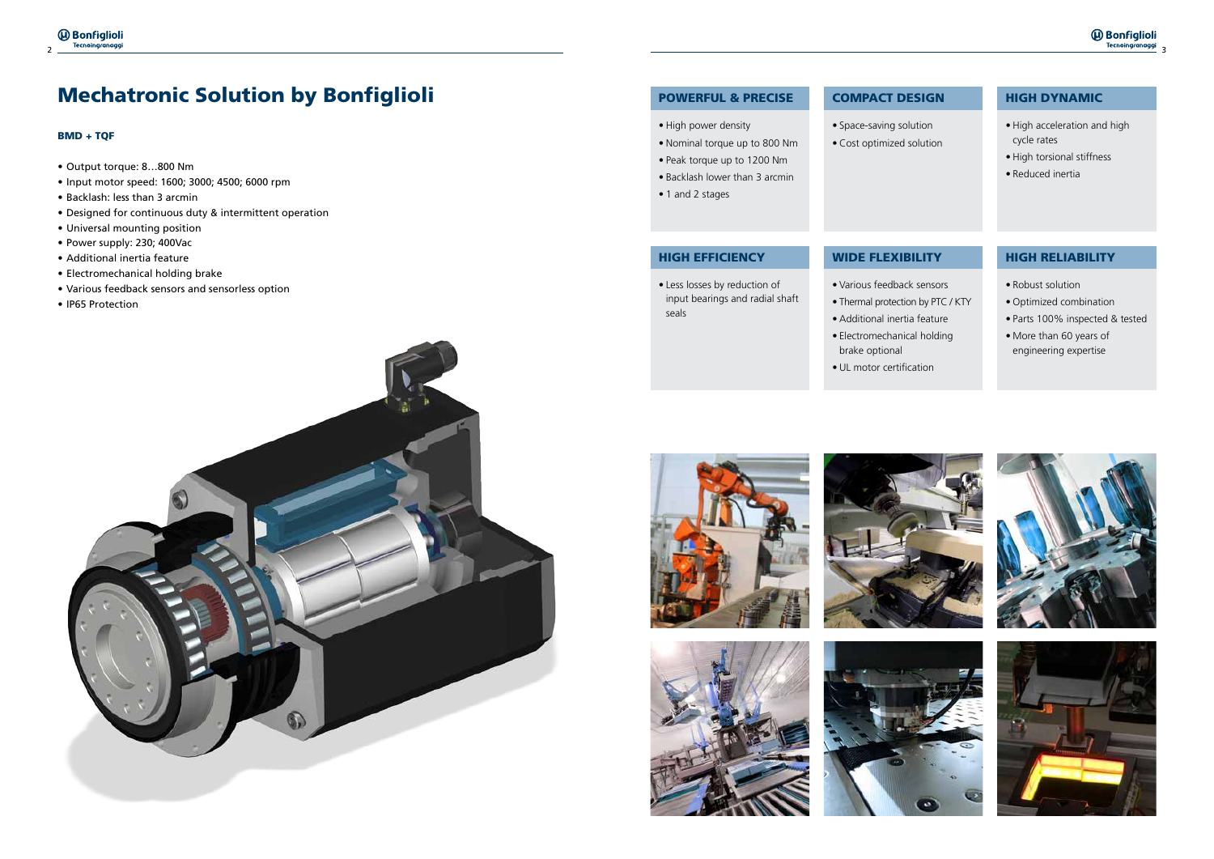# Mechatronic Solution by Bonfiglioli

### BMD + TQF

- Output torque: 8…800 Nm
- Input motor speed: 1600; 3000; 4500; 6000 rpm
- Backlash: less than 3 arcmin
- Designed for continuous duty & intermittent operation
- Universal mounting position
- Power supply: 230; 400Vac
- Additional inertia feature
- Electromechanical holding brake
- Various feedback sensors and sensorless option
- IP65 Protection

### POWERFUL & PRECISE

- High power density
- Nominal torque up to 800 Nm
- Peak torque up to 1200 Nm
- Backlash lower than 3 arcmin
- 1 and 2 stages

### COMPACT DESIGN

- Space-saving solution
- Cost optimized solution

### HIGH DYNAMIC

- High acceleration and high cycle rates
- High torsional stiffness
- Reduced inertia

### HIGH EFFICIENCY

- Less losses by reduction of input bearings and radial shaft seals

### WIDE FLEXIBILITY

- Various feedback sensors
- Thermal protection by PTC / KTY
- Additional inertia feature
- Electromechanical holding brake optional
- UL motor certification

### HIGH RELIABILITY

- Robust solution
- Optimized combination
- Parts 100% inspected & tested
- More than 60 years of engineering expertise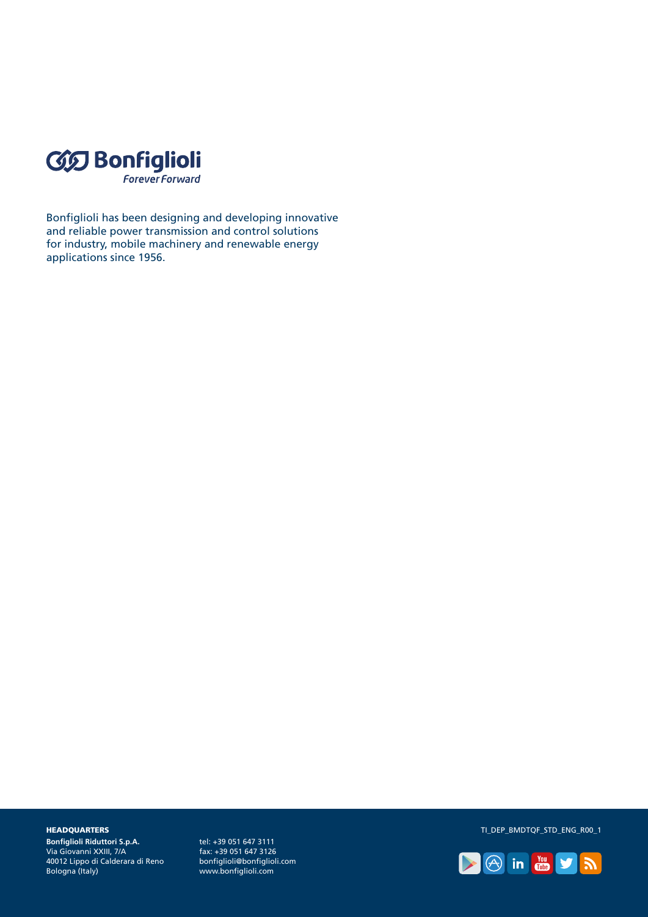Bonfiglioli

*Forever Forward*

Bonfiglioli has been designing and developing innovative and reliable power transmission and control solutions for industry, mobile machinery and renewable energy applications since 1956.

**HEADQUARTERS**

**Bonfiglioli Riduttori S.p.A.**
Via Giovanni XXIII, 7/A
40012 Lippo di Calderara di Reno
Bologna (Italy)

tel: +39 051 647 3111
fax: +39 051 647 3126
bonfiglioli@bonfiglioli.com
www.bonfiglioli.com

TI_DEP_BMDTQF_STD_ENG_R00_1